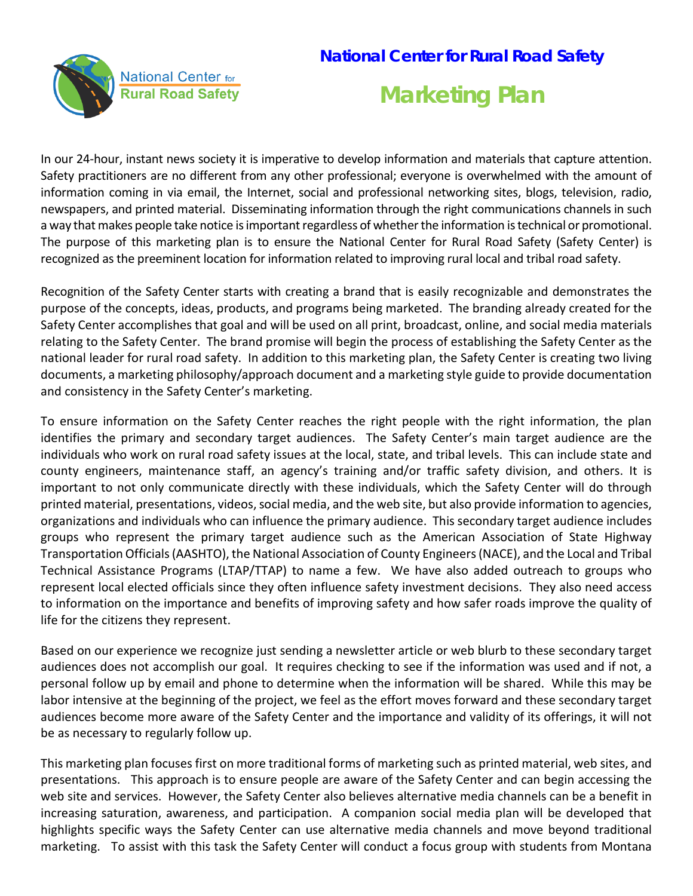# National Center for Rural Road Safety

## Marketing Plan

In our 24-hour, instant news society it is imperative to develop information and materials that capture attention. Safety practitioners are no different from any other professional; everyone is overwhelmed with the amount of information coming in via email, the Internet, social and professional networking sites, blogs, television, radio, newspapers, and printed material. Disseminating information through the right communications channels in such a way that makes people take notice is important regardless of whether the information is technical or promotional. The purpose of this marketing plan is to ensure the National Center for Rural Road Safety (Safety Center) is recognized as the preeminent location for information related to improving rural local and tribal road safety.

Recognition of the Safety Center starts with creating a brand that is easily recognizable and demonstrates the purpose of the concepts, ideas, products, and programs being marketed. The branding already created for the Safety Center accomplishes that goal and will be used on all print, broadcast, online, and social media materials relating to the Safety Center. The brand promise will begin the process of establishing the Safety Center as the national leader for rural road safety. In addition to this marketing plan, the Safety Center is creating two living documents, a marketing philosophy/approach document and a marketing style guide to provide documentation and consistency in the Safety Center's marketing.

To ensure information on the Safety Center reaches the right people with the right information, the plan identifies the primary and secondary target audiences. The Safety Center's main target audience are the individuals who work on rural road safety issues at the local, state, and tribal levels. This can include state and county engineers, maintenance staff, an agency's training and/or traffic safety division, and others. It is important to not only communicate directly with these individuals, which the Safety Center will do through printed material, presentations, videos, social media, and the web site, but also provide information to agencies, organizations and individuals who can influence the primary audience. This secondary target audience includes groups who represent the primary target audience such as the American Association of State Highway Transportation Officials (AASHTO), the National Association of County Engineers (NACE), and the Local and Tribal Technical Assistance Programs (LTAP/TTAP) to name a few. We have also added outreach to groups who represent local elected officials since they often influence safety investment decisions. They also need access to information on the importance and benefits of improving safety and how safer roads improve the quality of life for the citizens they represent.

Based on our experience we recognize just sending a newsletter article or web blurb to these secondary target audiences does not accomplish our goal. It requires checking to see if the information was used and if not, a personal follow up by email and phone to determine when the information will be shared. While this may be labor intensive at the beginning of the project, we feel as the effort moves forward and these secondary target audiences become more aware of the Safety Center and the importance and validity of its offerings, it will not be as necessary to regularly follow up.

This marketing plan focuses first on more traditional forms of marketing such as printed material, web sites, and presentations. This approach is to ensure people are aware of the Safety Center and can begin accessing the web site and services. However, the Safety Center also believes alternative media channels can be a benefit in increasing saturation, awareness, and participation. A companion social media plan will be developed that highlights specific ways the Safety Center can use alternative media channels and move beyond traditional marketing. To assist with this task the Safety Center will conduct a focus group with students from Montana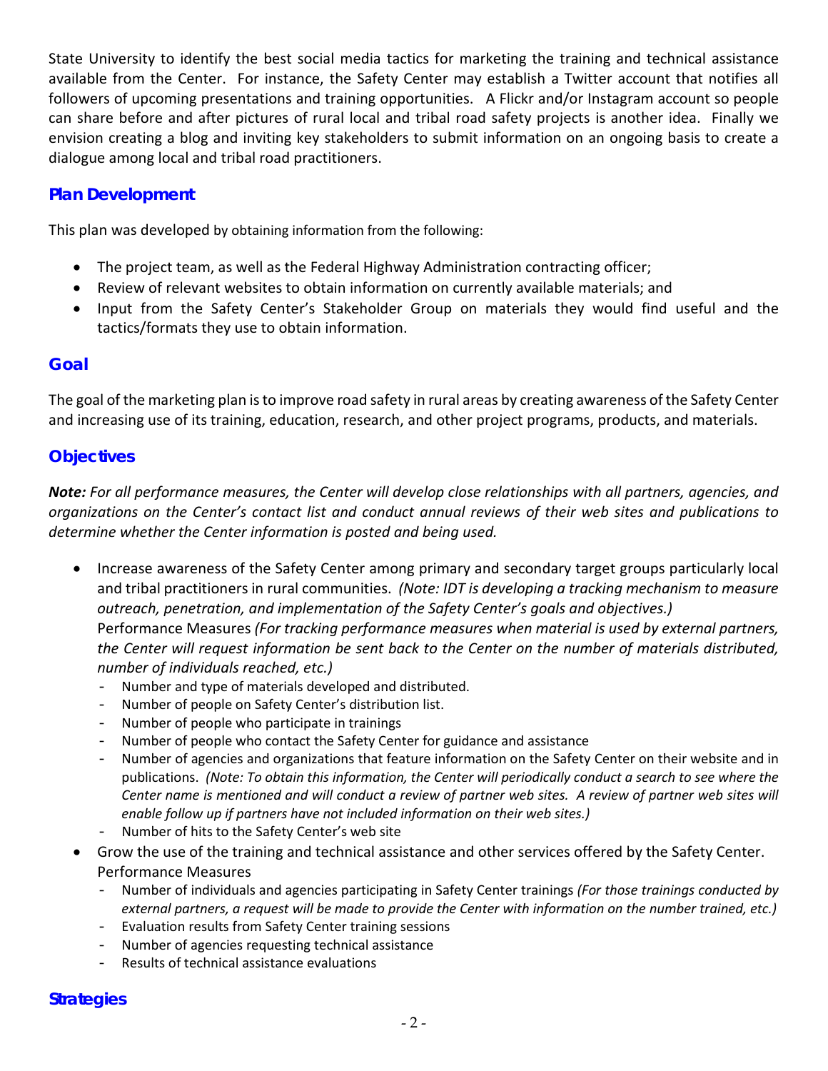State University to identify the best social media tactics for marketing the training and technical assistance available from the Center. For instance, the Safety Center may establish a Twitter account that notifies all followers of upcoming presentations and training opportunities. A Flickr and/or Instagram account so people can share before and after pictures of rural local and tribal road safety projects is another idea. Finally we envision creating a blog and inviting key stakeholders to submit information on an ongoing basis to create a dialogue among local and tribal road practitioners.

## Plan Development

This plan was developed by obtaining information from the following:

- The project team, as well as the Federal Highway Administration contracting officer;
- Review of relevant websites to obtain information on currently available materials; and
- Input from the Safety Center's Stakeholder Group on materials they would find useful and the tactics/formats they use to obtain information.

## Goal

The goal of the marketing plan is to improve road safety in rural areas by creating awareness of the Safety Center and increasing use of its training, education, research, and other project programs, products, and materials.

## Objectives

***Note:*** *For all performance measures, the Center will develop close relationships with all partners, agencies, and organizations on the Center's contact list and conduct annual reviews of their web sites and publications to determine whether the Center information is posted and being used.*

- Increase awareness of the Safety Center among primary and secondary target groups particularly local and tribal practitioners in rural communities. *(Note: IDT is developing a tracking mechanism to measure outreach, penetration, and implementation of the Safety Center's goals and objectives.)*
  Performance Measures *(For tracking performance measures when material is used by external partners, the Center will request information be sent back to the Center on the number of materials distributed, number of individuals reached, etc.)*
  - Number and type of materials developed and distributed.
  - Number of people on Safety Center's distribution list.
  - Number of people who participate in trainings
  - Number of people who contact the Safety Center for guidance and assistance
  - Number of agencies and organizations that feature information on the Safety Center on their website and in publications. *(Note: To obtain this information, the Center will periodically conduct a search to see where the Center name is mentioned and will conduct a review of partner web sites. A review of partner web sites will enable follow up if partners have not included information on their web sites.)*
  - Number of hits to the Safety Center's web site
- Grow the use of the training and technical assistance and other services offered by the Safety Center.
  Performance Measures
  - Number of individuals and agencies participating in Safety Center trainings *(For those trainings conducted by external partners, a request will be made to provide the Center with information on the number trained, etc.)*
  - Evaluation results from Safety Center training sessions
  - Number of agencies requesting technical assistance
  - Results of technical assistance evaluations

## Strategies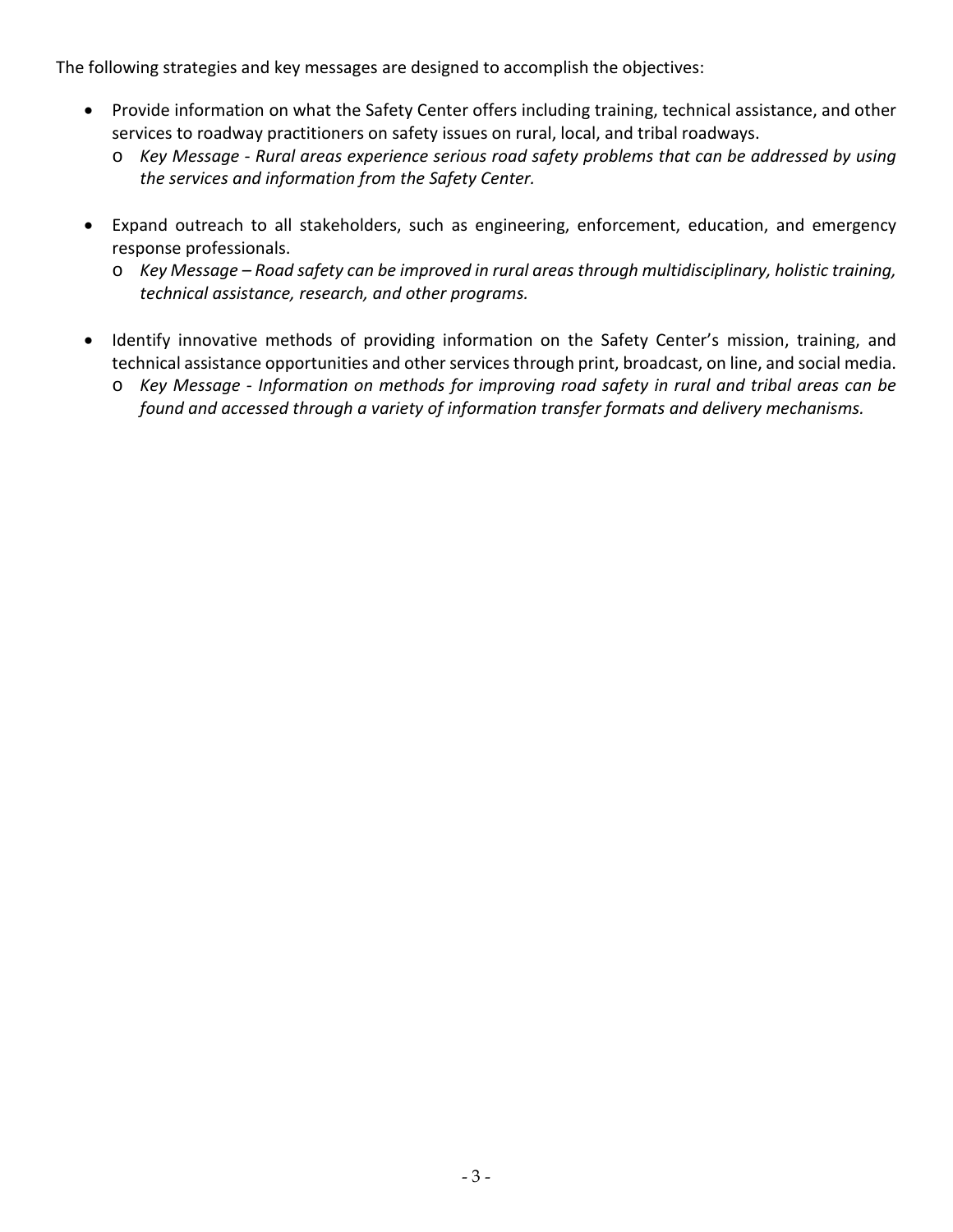The following strategies and key messages are designed to accomplish the objectives:

- Provide information on what the Safety Center offers including training, technical assistance, and other services to roadway practitioners on safety issues on rural, local, and tribal roadways.
  - *Key Message - Rural areas experience serious road safety problems that can be addressed by using the services and information from the Safety Center.*

- Expand outreach to all stakeholders, such as engineering, enforcement, education, and emergency response professionals.
  - *Key Message – Road safety can be improved in rural areas through multidisciplinary, holistic training, technical assistance, research, and other programs.*

- Identify innovative methods of providing information on the Safety Center's mission, training, and technical assistance opportunities and other services through print, broadcast, on line, and social media.
  - *Key Message - Information on methods for improving road safety in rural and tribal areas can be found and accessed through a variety of information transfer formats and delivery mechanisms.*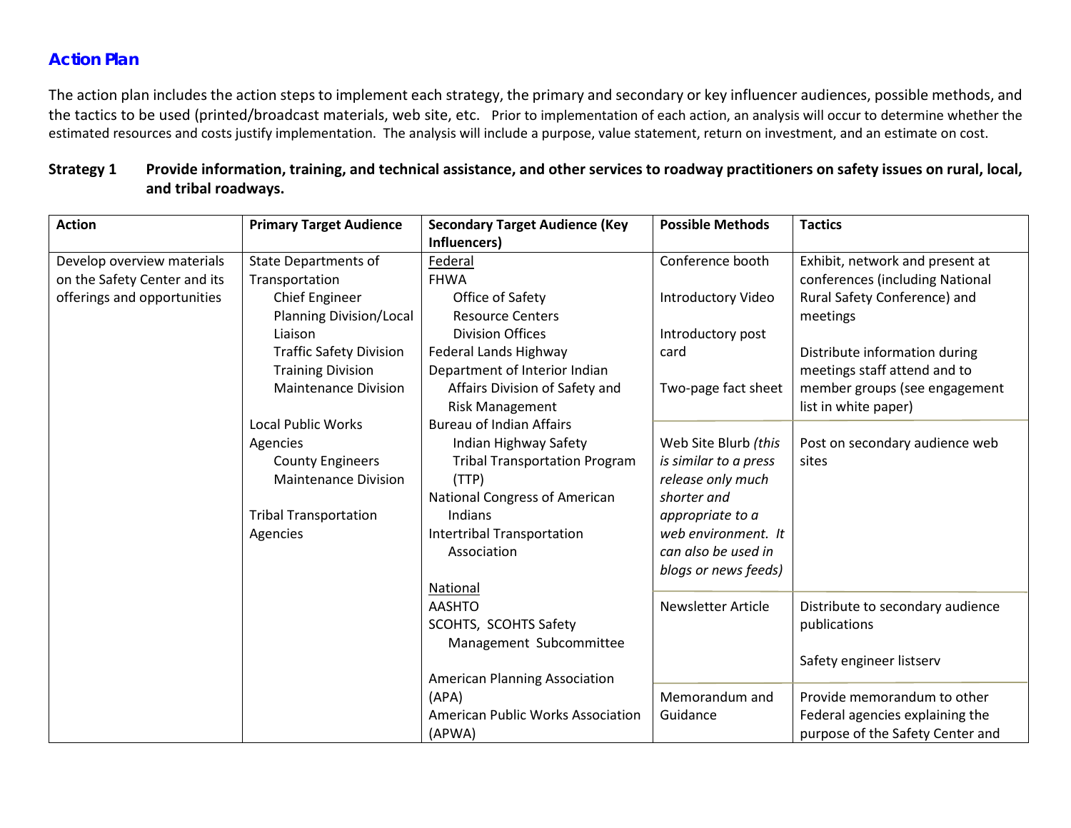## Action Plan

The action plan includes the action steps to implement each strategy, the primary and secondary or key influencer audiences, possible methods, and the tactics to be used (printed/broadcast materials, web site, etc. Prior to implementation of each action, an analysis will occur to determine whether the estimated resources and costs justify implementation. The analysis will include a purpose, value statement, return on investment, and an estimate on cost.

**Strategy 1 Provide information, training, and technical assistance, and other services to roadway practitioners on safety issues on rural, local, and tribal roadways.**

| Action | Primary Target Audience | Secondary Target Audience (Key Influencers) | Possible Methods | Tactics |
|---|---|---|---|---|
| Develop overview materials on the Safety Center and its offerings and opportunities | State Departments of Transportation<br>Chief Engineer<br>Planning Division/Local Liaison<br>Traffic Safety Division<br>Training Division<br>Maintenance Division<br><br>Local Public Works Agencies<br>County Engineers<br>Maintenance Division<br><br>Tribal Transportation Agencies | Federal<br>FHWA<br>Office of Safety<br>Resource Centers<br>Division Offices<br>Federal Lands Highway<br>Department of Interior Indian Affairs Division of Safety and Risk Management<br>Bureau of Indian Affairs<br>Indian Highway Safety<br>Tribal Transportation Program (TTP)<br>National Congress of American Indians<br>Intertribal Transportation Association<br><br>National<br>AASHTO<br>SCOHTS, SCOHTS Safety Management Subcommittee<br><br>American Planning Association (APA)<br>American Public Works Association (APWA) | Conference booth<br><br>Introductory Video<br><br>Introductory post card<br><br>Two-page fact sheet | Exhibit, network and present at conferences (including National Rural Safety Conference) and meetings<br><br>Distribute information during meetings staff attend and to member groups (see engagement list in white paper) |
| | | | Web Site Blurb *(this is similar to a press release only much shorter and appropriate to a web environment. It can also be used in blogs or news feeds)* | Post on secondary audience web sites |
| | | | Newsletter Article | Distribute to secondary audience publications<br><br>Safety engineer listserv |
| | | | Memorandum and Guidance | Provide memorandum to other Federal agencies explaining the purpose of the Safety Center and |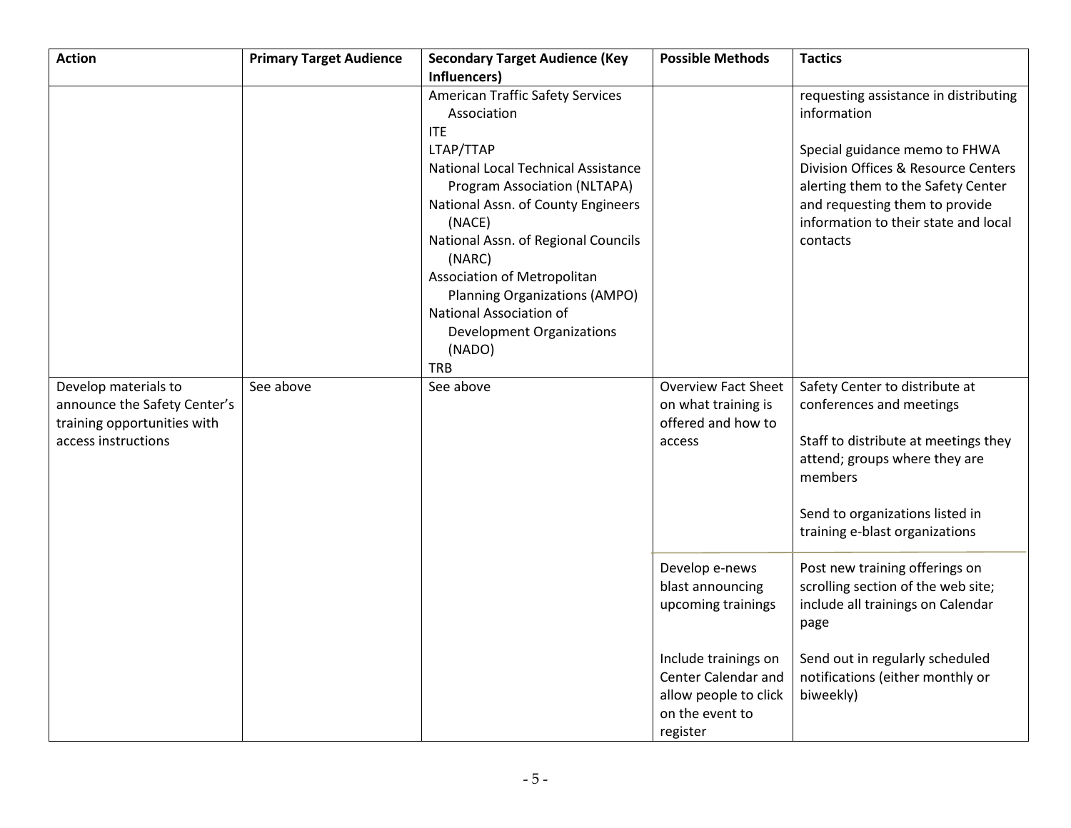| Action | Primary Target Audience | Secondary Target Audience (Key Influencers) | Possible Methods | Tactics |
|---|---|---|---|---|
| | | American Traffic Safety Services Association<br>ITE<br>LTAP/TTAP<br>National Local Technical Assistance Program Association (NLTAPA)<br>National Assn. of County Engineers (NACE)<br>National Assn. of Regional Councils (NARC)<br>Association of Metropolitan Planning Organizations (AMPO)<br>National Association of Development Organizations (NADO)<br>TRB | | requesting assistance in distributing information<br><br>Special guidance memo to FHWA Division Offices & Resource Centers alerting them to the Safety Center and requesting them to provide information to their state and local contacts |
| Develop materials to announce the Safety Center's training opportunities with access instructions | See above | See above | Overview Fact Sheet on what training is offered and how to access | Safety Center to distribute at conferences and meetings<br><br>Staff to distribute at meetings they attend; groups where they are members<br><br>Send to organizations listed in training e-blast organizations |
| | | | Develop e-news blast announcing upcoming trainings<br><br>Include trainings on Center Calendar and allow people to click on the event to register | Post new training offerings on scrolling section of the web site; include all trainings on Calendar page<br><br>Send out in regularly scheduled notifications (either monthly or biweekly) |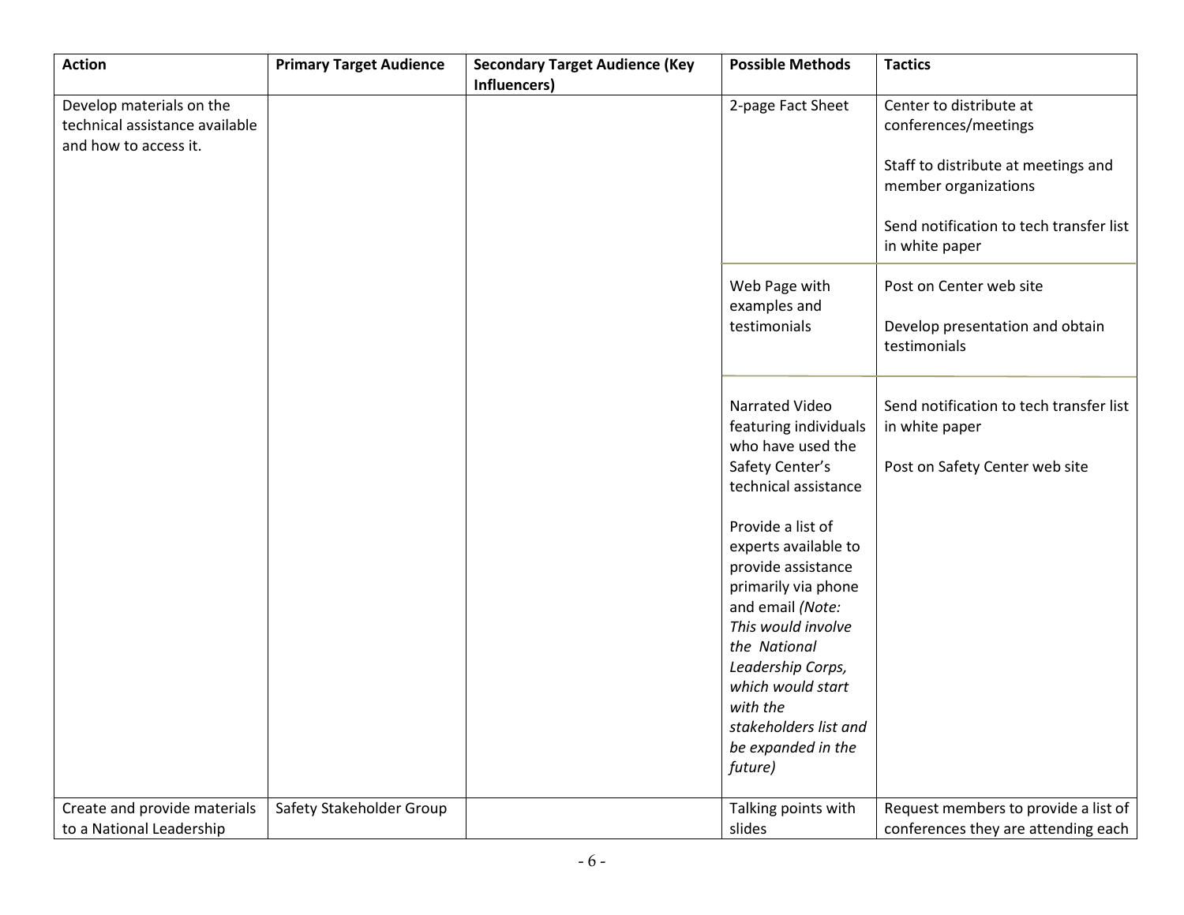| Action | Primary Target Audience | Secondary Target Audience (Key Influencers) | Possible Methods | Tactics |
|---|---|---|---|---|
| Develop materials on the technical assistance available and how to access it. | | | 2-page Fact Sheet | Center to distribute at conferences/meetings<br><br>Staff to distribute at meetings and member organizations<br><br>Send notification to tech transfer list in white paper |
| | | | Web Page with examples and testimonials | Post on Center web site<br><br>Develop presentation and obtain testimonials |
| | | | Narrated Video featuring individuals who have used the Safety Center's technical assistance<br><br>Provide a list of experts available to provide assistance primarily via phone and email *(Note: This would involve the National Leadership Corps, which would start with the stakeholders list and be expanded in the future)* | Send notification to tech transfer list in white paper<br><br>Post on Safety Center web site |
| Create and provide materials to a National Leadership | Safety Stakeholder Group | | Talking points with slides | Request members to provide a list of conferences they are attending each |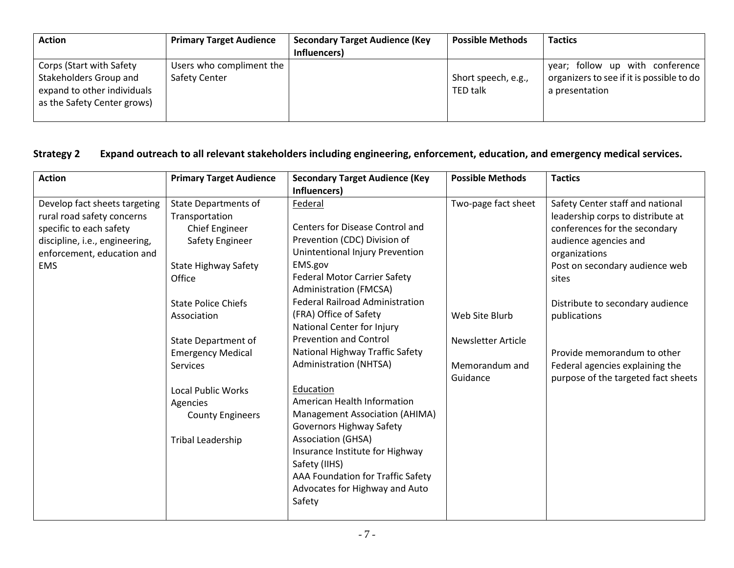| Action | Primary Target Audience | Secondary Target Audience (Key Influencers) | Possible Methods | Tactics |
|---|---|---|---|---|
| Corps (Start with Safety Stakeholders Group and expand to other individuals as the Safety Center grows) | Users who compliment the Safety Center | | Short speech, e.g., TED talk | year; follow up with conference organizers to see if it is possible to do a presentation |

**Strategy 2 Expand outreach to all relevant stakeholders including engineering, enforcement, education, and emergency medical services.**

| Action | Primary Target Audience | Secondary Target Audience (Key Influencers) | Possible Methods | Tactics |
|---|---|---|---|---|
| Develop fact sheets targeting rural road safety concerns specific to each safety discipline, i.e., engineering, enforcement, education and EMS | State Departments of Transportation<br>Chief Engineer<br>Safety Engineer<br><br>State Highway Safety Office<br><br>State Police Chiefs Association<br><br>State Department of Emergency Medical Services<br><br>Local Public Works Agencies<br>County Engineers<br><br>Tribal Leadership | Federal<br><br>Centers for Disease Control and Prevention (CDC) Division of Unintentional Injury Prevention<br>EMS.gov<br>Federal Motor Carrier Safety Administration (FMCSA)<br>Federal Railroad Administration (FRA) Office of Safety<br>National Center for Injury Prevention and Control<br>National Highway Traffic Safety Administration (NHTSA)<br><br>Education<br>American Health Information Management Association (AHIMA)<br>Governors Highway Safety Association (GHSA)<br>Insurance Institute for Highway Safety (IIHS)<br>AAA Foundation for Traffic Safety<br>Advocates for Highway and Auto Safety | Two-page fact sheet<br><br><br><br><br><br><br>Web Site Blurb<br><br>Newsletter Article<br><br>Memorandum and Guidance | Safety Center staff and national leadership corps to distribute at conferences for the secondary audience agencies and organizations<br>Post on secondary audience web sites<br><br>Distribute to secondary audience publications<br><br><br>Provide memorandum to other Federal agencies explaining the purpose of the targeted fact sheets |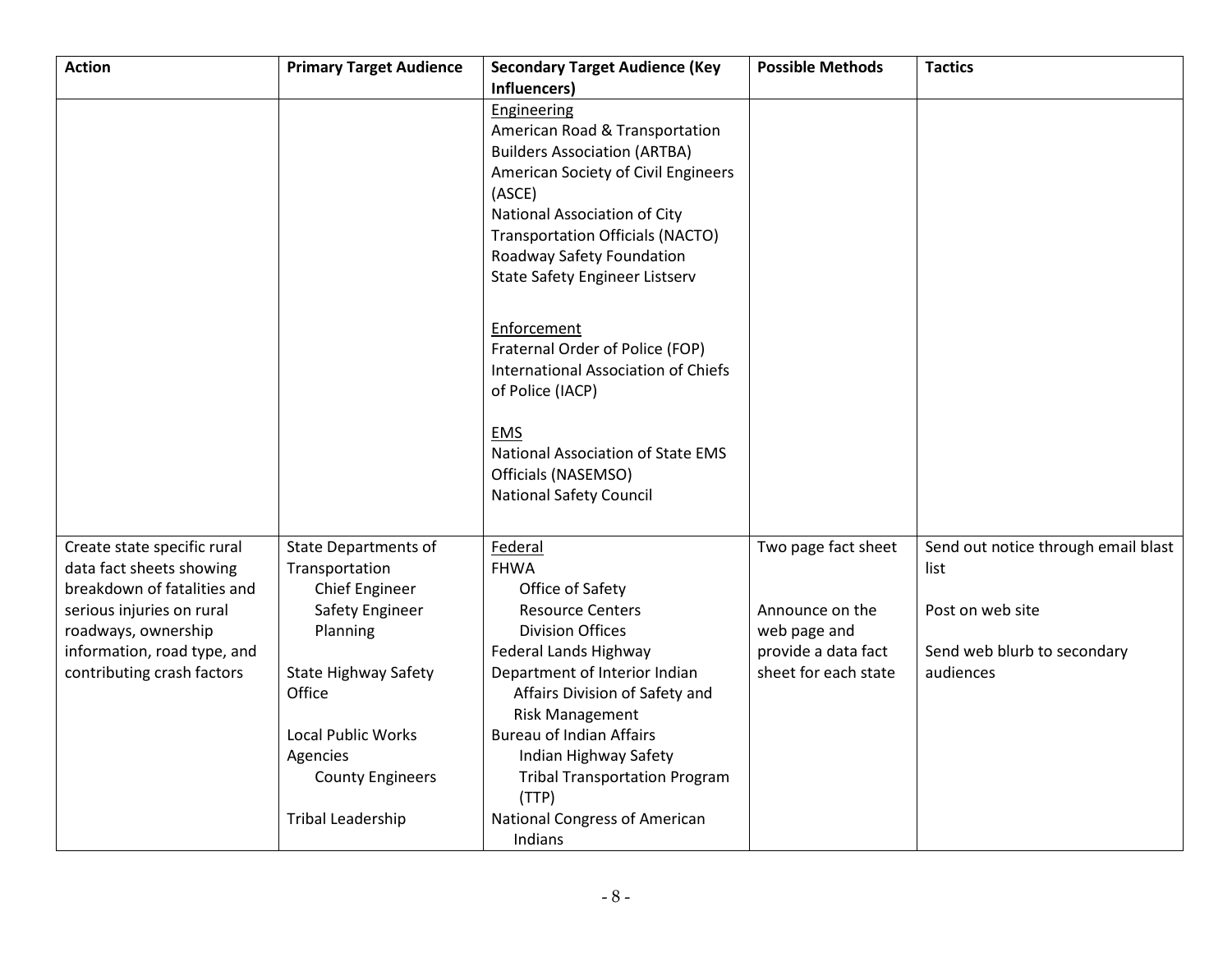| Action | Primary Target Audience | Secondary Target Audience (Key Influencers) | Possible Methods | Tactics |
| --- | --- | --- | --- | --- |
| | | Engineering<br>American Road & Transportation Builders Association (ARTBA)<br>American Society of Civil Engineers (ASCE)<br>National Association of City Transportation Officials (NACTO)<br>Roadway Safety Foundation<br>State Safety Engineer Listserv<br><br>Enforcement<br>Fraternal Order of Police (FOP)<br>International Association of Chiefs of Police (IACP)<br><br>EMS<br>National Association of State EMS Officials (NASEMSO)<br>National Safety Council | | |
| Create state specific rural data fact sheets showing breakdown of fatalities and serious injuries on rural roadways, ownership information, road type, and contributing crash factors | State Departments of Transportation<br>Chief Engineer<br>Safety Engineer<br>Planning<br><br>State Highway Safety Office<br><br>Local Public Works Agencies<br>County Engineers<br><br>Tribal Leadership | Federal<br>FHWA<br>Office of Safety<br>Resource Centers<br>Division Offices<br>Federal Lands Highway<br>Department of Interior Indian Affairs Division of Safety and Risk Management<br>Bureau of Indian Affairs<br>Indian Highway Safety<br>Tribal Transportation Program (TTP)<br>National Congress of American Indians | Two page fact sheet<br><br>Announce on the web page and provide a data fact sheet for each state | Send out notice through email blast list<br><br>Post on web site<br><br>Send web blurb to secondary audiences |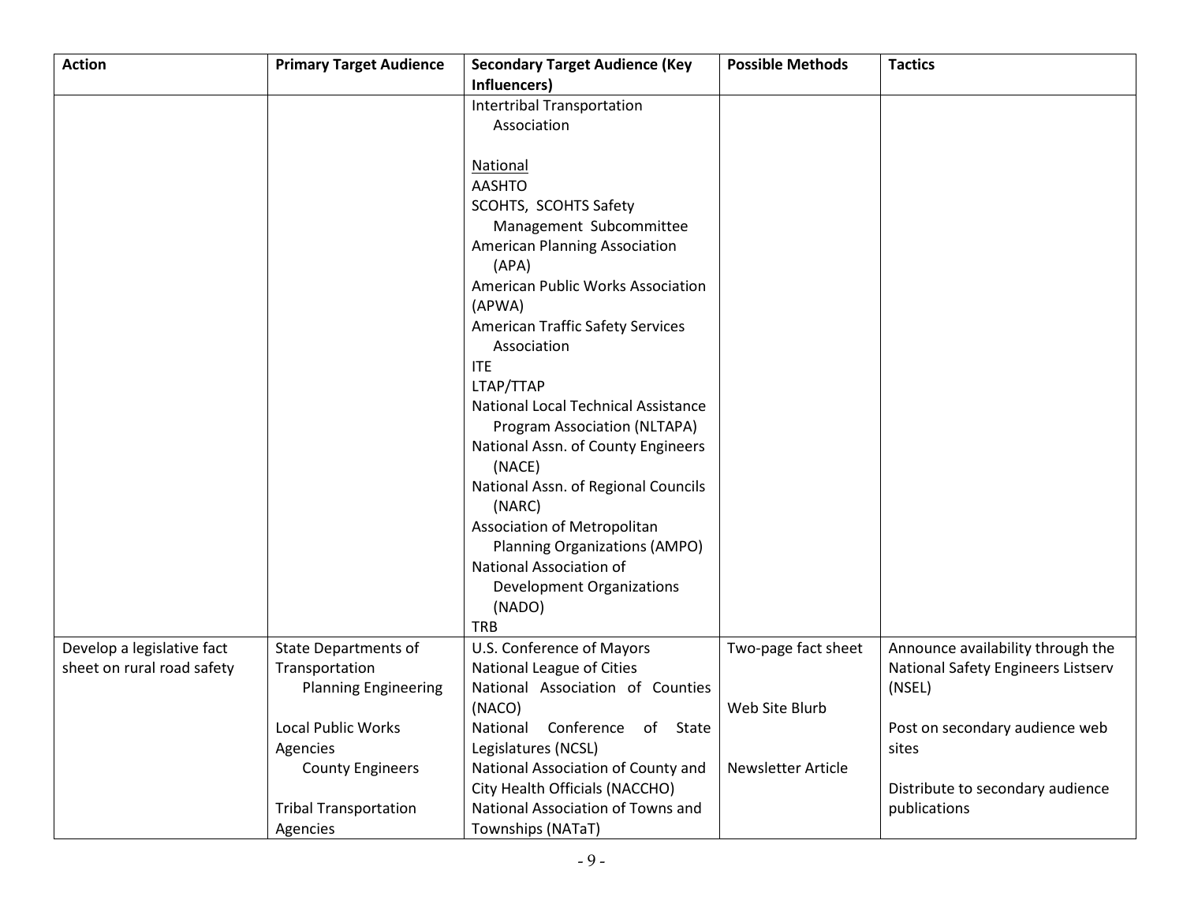| Action | Primary Target Audience | Secondary Target Audience (Key Influencers) | Possible Methods | Tactics |
|---|---|---|---|---|
| | | Intertribal Transportation Association<br><br>National<br>AASHTO<br>SCOHTS, SCOHTS Safety Management Subcommittee<br>American Planning Association (APA)<br>American Public Works Association (APWA)<br>American Traffic Safety Services Association<br>ITE<br>LTAP/TTAP<br>National Local Technical Assistance Program Association (NLTAPA)<br>National Assn. of County Engineers (NACE)<br>National Assn. of Regional Councils (NARC)<br>Association of Metropolitan Planning Organizations (AMPO)<br>National Association of Development Organizations (NADO)<br>TRB | | |
| Develop a legislative fact sheet on rural road safety | State Departments of Transportation<br>Planning Engineering<br><br>Local Public Works Agencies<br>County Engineers<br><br>Tribal Transportation Agencies | U.S. Conference of Mayors<br>National League of Cities<br>National Association of Counties (NACO)<br>National Conference of State Legislatures (NCSL)<br>National Association of County and City Health Officials (NACCHO)<br>National Association of Towns and Townships (NATaT) | Two-page fact sheet<br><br>Web Site Blurb<br><br>Newsletter Article | Announce availability through the National Safety Engineers Listserv (NSEL)<br><br>Post on secondary audience web sites<br><br>Distribute to secondary audience publications |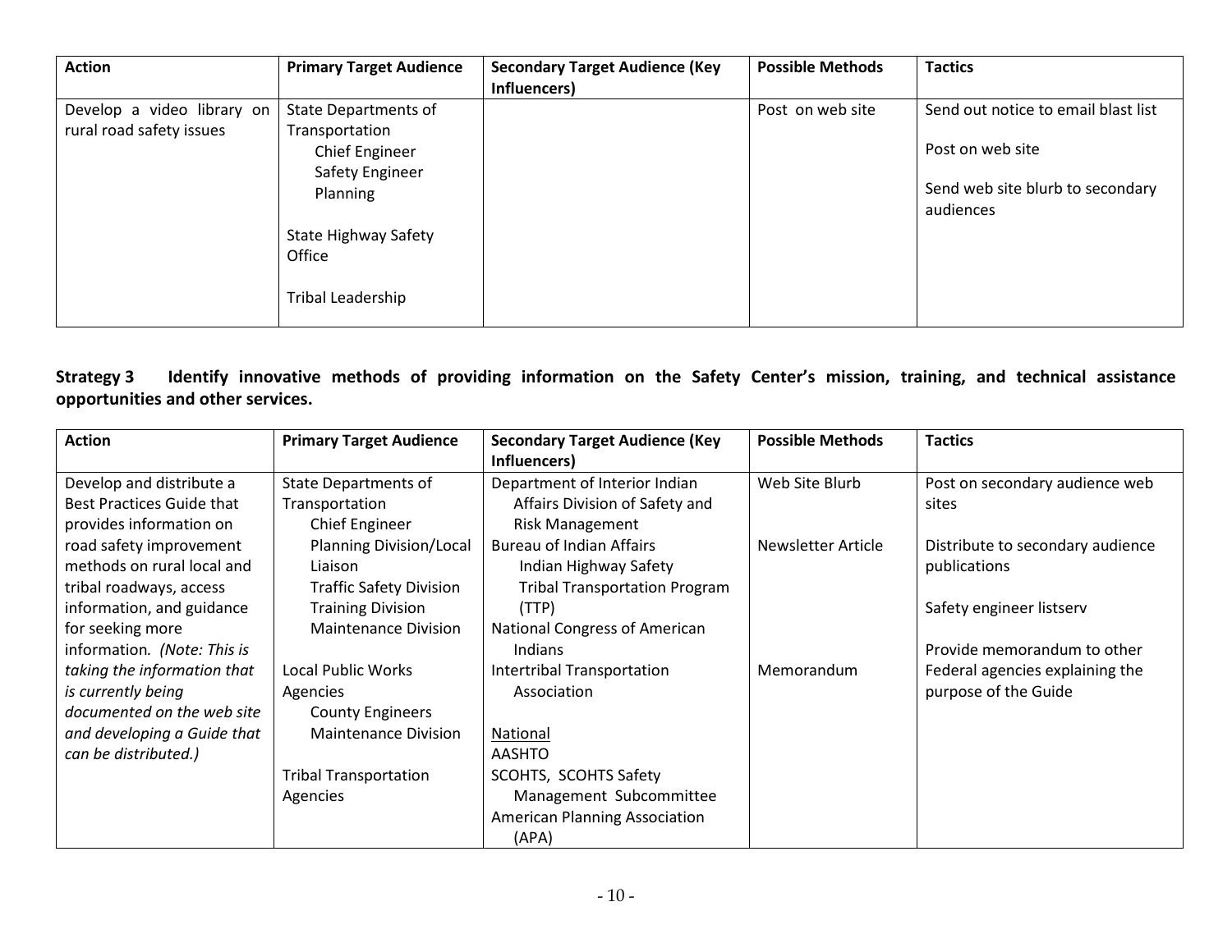| Action | Primary Target Audience | Secondary Target Audience (Key Influencers) | Possible Methods | Tactics |
| --- | --- | --- | --- | --- |
| Develop a video library on rural road safety issues | State Departments of Transportation<br>Chief Engineer<br>Safety Engineer<br>Planning<br><br>State Highway Safety Office<br><br>Tribal Leadership | | Post on web site | Send out notice to email blast list<br><br>Post on web site<br><br>Send web site blurb to secondary audiences |

**Strategy 3 Identify innovative methods of providing information on the Safety Center's mission, training, and technical assistance opportunities and other services.**

| Action | Primary Target Audience | Secondary Target Audience (Key Influencers) | Possible Methods | Tactics |
| --- | --- | --- | --- | --- |
| Develop and distribute a Best Practices Guide that provides information on road safety improvement methods on rural local and tribal roadways, access information, and guidance for seeking more information. *(Note: This is taking the information that is currently being documented on the web site and developing a Guide that can be distributed.)* | State Departments of Transportation<br>Chief Engineer<br>Planning Division/Local Liaison<br>Traffic Safety Division<br>Training Division<br>Maintenance Division<br><br>Local Public Works Agencies<br>County Engineers<br>Maintenance Division<br><br>Tribal Transportation Agencies | Department of Interior Indian Affairs Division of Safety and Risk Management<br>Bureau of Indian Affairs<br>Indian Highway Safety<br>Tribal Transportation Program (TTP)<br>National Congress of American Indians<br>Intertribal Transportation Association<br><br><u>National</u><br>AASHTO<br>SCOHTS, SCOHTS Safety Management Subcommittee<br>American Planning Association (APA) | Web Site Blurb<br><br>Newsletter Article<br><br>Memorandum | Post on secondary audience web sites<br><br>Distribute to secondary audience publications<br><br>Safety engineer listserv<br><br>Provide memorandum to other Federal agencies explaining the purpose of the Guide |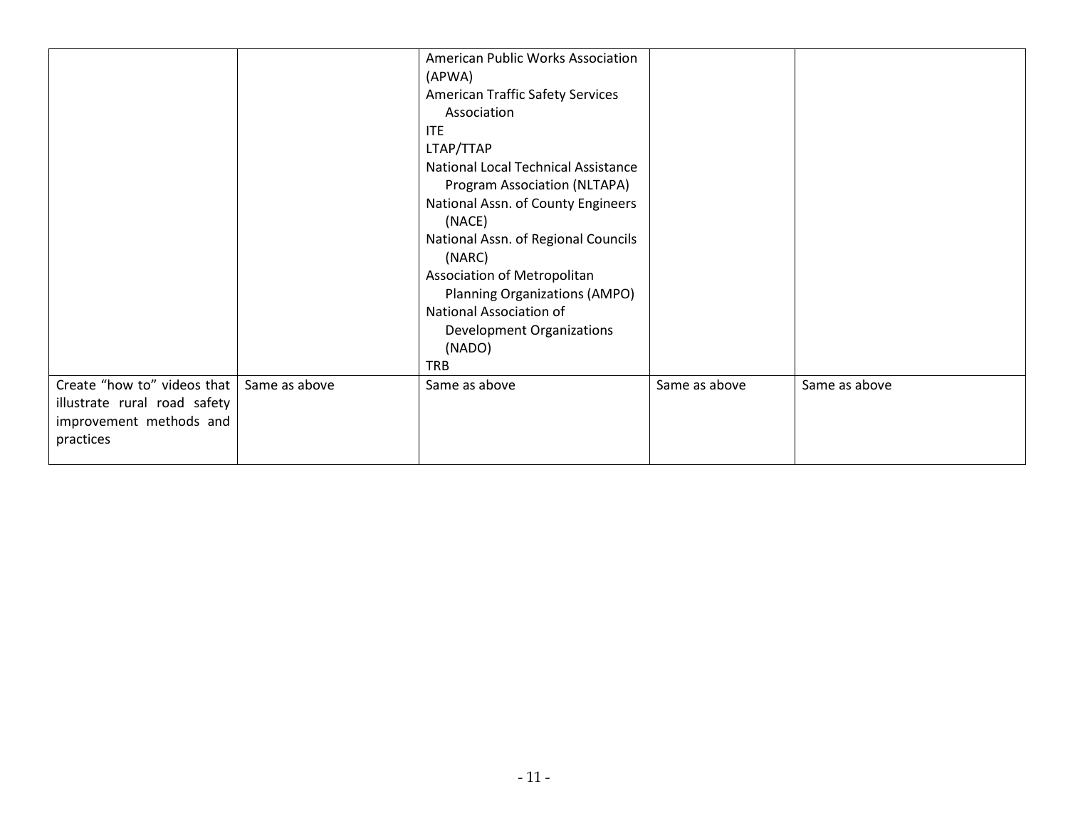| | | | | |
|---|---|---|---|---|
| | | American Public Works Association (APWA)<br>American Traffic Safety Services Association<br>ITE<br>LTAP/TTAP<br>National Local Technical Assistance Program Association (NLTAPA)<br>National Assn. of County Engineers (NACE)<br>National Assn. of Regional Councils (NARC)<br>Association of Metropolitan Planning Organizations (AMPO)<br>National Association of Development Organizations (NADO)<br>TRB | | |
| Create "how to" videos that illustrate rural road safety improvement methods and practices | Same as above | Same as above | Same as above | Same as above |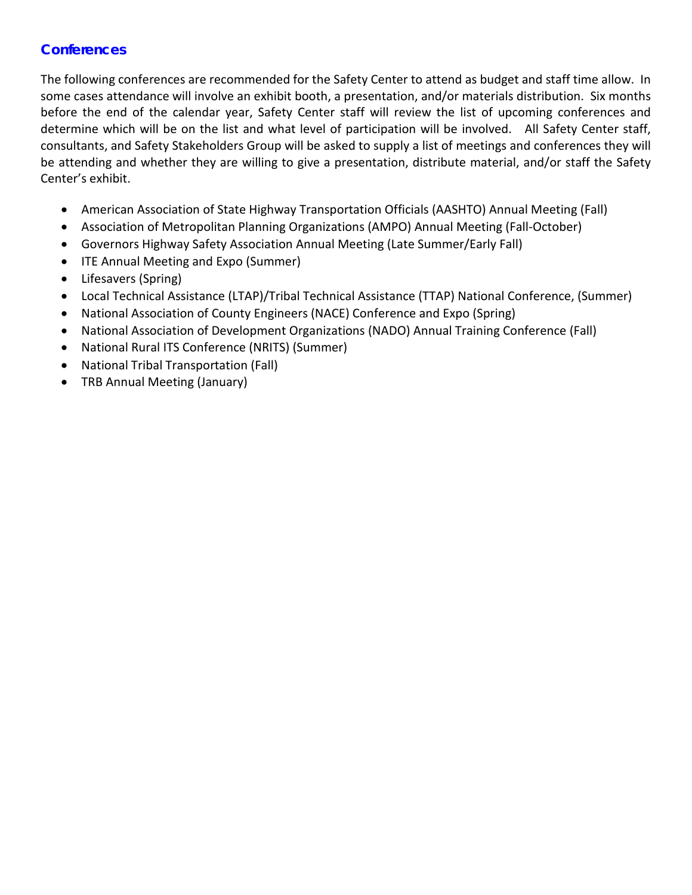## Conferences

The following conferences are recommended for the Safety Center to attend as budget and staff time allow. In some cases attendance will involve an exhibit booth, a presentation, and/or materials distribution. Six months before the end of the calendar year, Safety Center staff will review the list of upcoming conferences and determine which will be on the list and what level of participation will be involved. All Safety Center staff, consultants, and Safety Stakeholders Group will be asked to supply a list of meetings and conferences they will be attending and whether they are willing to give a presentation, distribute material, and/or staff the Safety Center's exhibit.

- American Association of State Highway Transportation Officials (AASHTO) Annual Meeting (Fall)
- Association of Metropolitan Planning Organizations (AMPO) Annual Meeting (Fall-October)
- Governors Highway Safety Association Annual Meeting (Late Summer/Early Fall)
- ITE Annual Meeting and Expo (Summer)
- Lifesavers (Spring)
- Local Technical Assistance (LTAP)/Tribal Technical Assistance (TTAP) National Conference, (Summer)
- National Association of County Engineers (NACE) Conference and Expo (Spring)
- National Association of Development Organizations (NADO) Annual Training Conference (Fall)
- National Rural ITS Conference (NRITS) (Summer)
- National Tribal Transportation (Fall)
- TRB Annual Meeting (January)